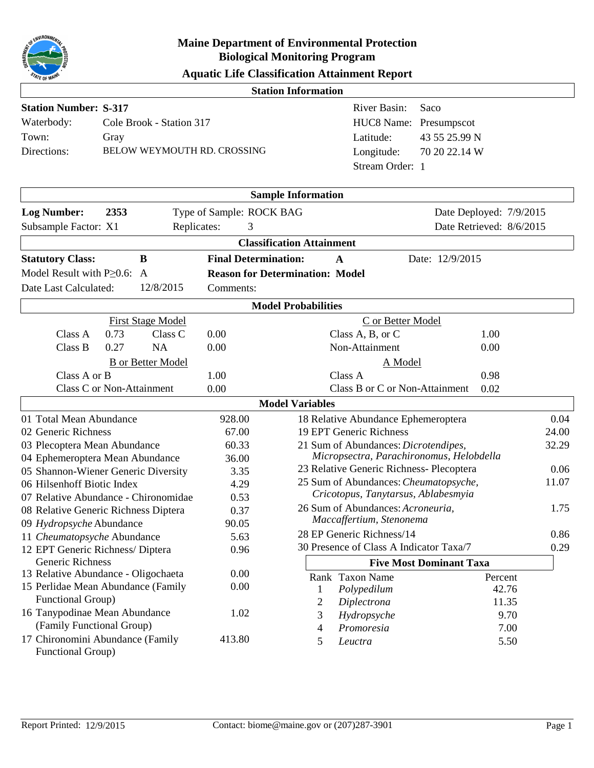# Maine Department of Environmental Protection
## Biological Monitoring Program
## Aquatic Life Classification Attainment Report

### Station Information

| | | | |
|---|---|---|---|
| **Station Number:** | **S-317** | River Basin: | Saco |
| Waterbody: | Cole Brook - Station 317 | HUC8 Name: | Presumpscot |
| Town: | Gray | Latitude: | 43 55 25.99 N |
| Directions: | BELOW WEYMOUTH RD. CROSSING | Longitude: | 70 20 22.14 W |
| | | Stream Order: | 1 |

### Sample Information

| | | | |
|---|---|---|---|
| **Log Number:** | **2353** | Type of Sample: ROCK BAG | Date Deployed: 7/9/2015 |
| Subsample Factor: | X1 | Replicates: 3 | Date Retrieved: 8/6/2015 |

### Classification Attainment

| | | | | |
|---|---|---|---|---|
| **Statutory Class:** | **B** | **Final Determination:** | **A** | Date: 12/9/2015 |
| Model Result with P≥0.6: | A | **Reason for Determination: Model** | | |
| Date Last Calculated: | 12/8/2015 | Comments: | | |

### Model Probabilities

**First Stage Model**

| | | | |
|---|---|---|---|
| Class A | 0.73 | Class C | 0.00 |
| Class B | 0.27 | NA | 0.00 |

**C or Better Model**

| | |
|---|---|
| Class A, B, or C | 1.00 |
| Non-Attainment | 0.00 |

**B or Better Model**

| | |
|---|---|
| Class A or B | 1.00 |
| Class C or Non-Attainment | 0.00 |

**A Model**

| | |
|---|---|
| Class A | 0.98 |
| Class B or C or Non-Attainment | 0.02 |

### Model Variables

| Variable | Value |
|---|---|
| 01 Total Mean Abundance | 928.00 |
| 02 Generic Richness | 67.00 |
| 03 Plecoptera Mean Abundance | 60.33 |
| 04 Ephemeroptera Mean Abundance | 36.00 |
| 05 Shannon-Wiener Generic Diversity | 3.35 |
| 06 Hilsenhoff Biotic Index | 4.29 |
| 07 Relative Abundance - Chironomidae | 0.53 |
| 08 Relative Generic Richness Diptera | 0.37 |
| 09 *Hydropsyche* Abundance | 90.05 |
| 11 *Cheumatopsyche* Abundance | 5.63 |
| 12 EPT Generic Richness/ Diptera Generic Richness | 0.96 |
| 13 Relative Abundance - Oligochaeta | 0.00 |
| 15 Perlidae Mean Abundance (Family Functional Group) | 0.00 |
| 16 Tanypodinae Mean Abundance (Family Functional Group) | 1.02 |
| 17 Chironomini Abundance (Family Functional Group) | 413.80 |
| 18 Relative Abundance Ephemeroptera | 0.04 |
| 19 EPT Generic Richness | 24.00 |
| 21 Sum of Abundances: *Dicrotendipes, Micropsectra, Parachironomus, Helobdella* | 32.29 |
| 23 Relative Generic Richness- Plecoptera | 0.06 |
| 25 Sum of Abundances: *Cheumatopsyche, Cricotopus, Tanytarsus, Ablabesmyia* | 11.07 |
| 26 Sum of Abundances: *Acroneuria, Maccaffertium, Stenonema* | 1.75 |
| 28 EP Generic Richness/14 | 0.86 |
| 30 Presence of Class A Indicator Taxa/7 | 0.29 |

### Five Most Dominant Taxa

| Rank | Taxon Name | Percent |
|---|---|---|
| 1 | *Polypedilum* | 42.76 |
| 2 | *Diplectrona* | 11.35 |
| 3 | *Hydropsyche* | 9.70 |
| 4 | *Promoresia* | 7.00 |
| 5 | *Leuctra* | 5.50 |

Report Printed: 12/9/2015 Contact: biome@maine.gov or (207)287-3901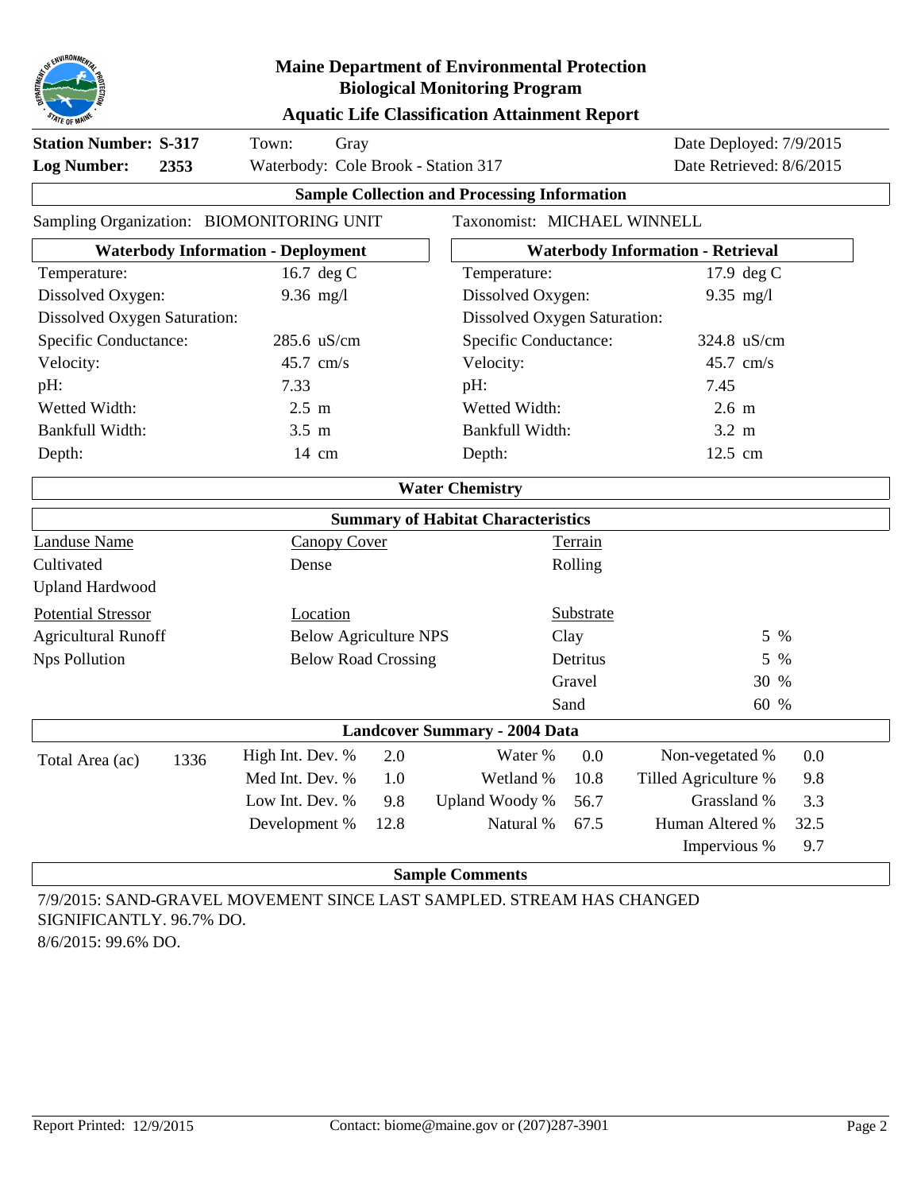# Maine Department of Environmental Protection
## Biological Monitoring Program
### Aquatic Life Classification Attainment Report

**Station Number: S-317** Town: Gray Date Deployed: 7/9/2015

**Log Number: 2353** Waterbody: Cole Brook - Station 317 Date Retrieved: 8/6/2015

### Sample Collection and Processing Information

Sampling Organization: BIOMONITORING UNIT Taxonomist: MICHAEL WINNELL

| Waterbody Information - Deployment | | Waterbody Information - Retrieval | |
|---|---|---|---|
| Temperature: | 16.7 deg C | Temperature: | 17.9 deg C |
| Dissolved Oxygen: | 9.36 mg/l | Dissolved Oxygen: | 9.35 mg/l |
| Dissolved Oxygen Saturation: | | Dissolved Oxygen Saturation: | |
| Specific Conductance: | 285.6 uS/cm | Specific Conductance: | 324.8 uS/cm |
| Velocity: | 45.7 cm/s | Velocity: | 45.7 cm/s |
| pH: | 7.33 | pH: | 7.45 |
| Wetted Width: | 2.5 m | Wetted Width: | 2.6 m |
| Bankfull Width: | 3.5 m | Bankfull Width: | 3.2 m |
| Depth: | 14 cm | Depth: | 12.5 cm |

### Water Chemistry

### Summary of Habitat Characteristics

| Landuse Name | Canopy Cover | Terrain |
|---|---|---|
| Cultivated | Dense | Rolling |
| Upland Hardwood | | |

| Potential Stressor | Location | Substrate | |
|---|---|---|---|
| Agricultural Runoff | Below Agriculture NPS | Clay | 5 % |
| Nps Pollution | Below Road Crossing | Detritus | 5 % |
| | | Gravel | 30 % |
| | | Sand | 60 % |

### Landcover Summary - 2004 Data

| Total Area (ac) | 1336 | | | | | | |
|---|---|---|---|---|---|---|---|
| High Int. Dev. % | 2.0 | Water % | 0.0 | Non-vegetated % | 0.0 | | |
| Med Int. Dev. % | 1.0 | Wetland % | 10.8 | Tilled Agriculture % | 9.8 | | |
| Low Int. Dev. % | 9.8 | Upland Woody % | 56.7 | Grassland % | 3.3 | | |
| Development % | 12.8 | Natural % | 67.5 | Human Altered % | 32.5 | | |
| | | | | Impervious % | 9.7 | | |

### Sample Comments

7/9/2015: SAND-GRAVEL MOVEMENT SINCE LAST SAMPLED. STREAM HAS CHANGED SIGNIFICANTLY. 96.7% DO.

8/6/2015: 99.6% DO.

Report Printed: 12/9/2015 Contact: biome@maine.gov or (207)287-3901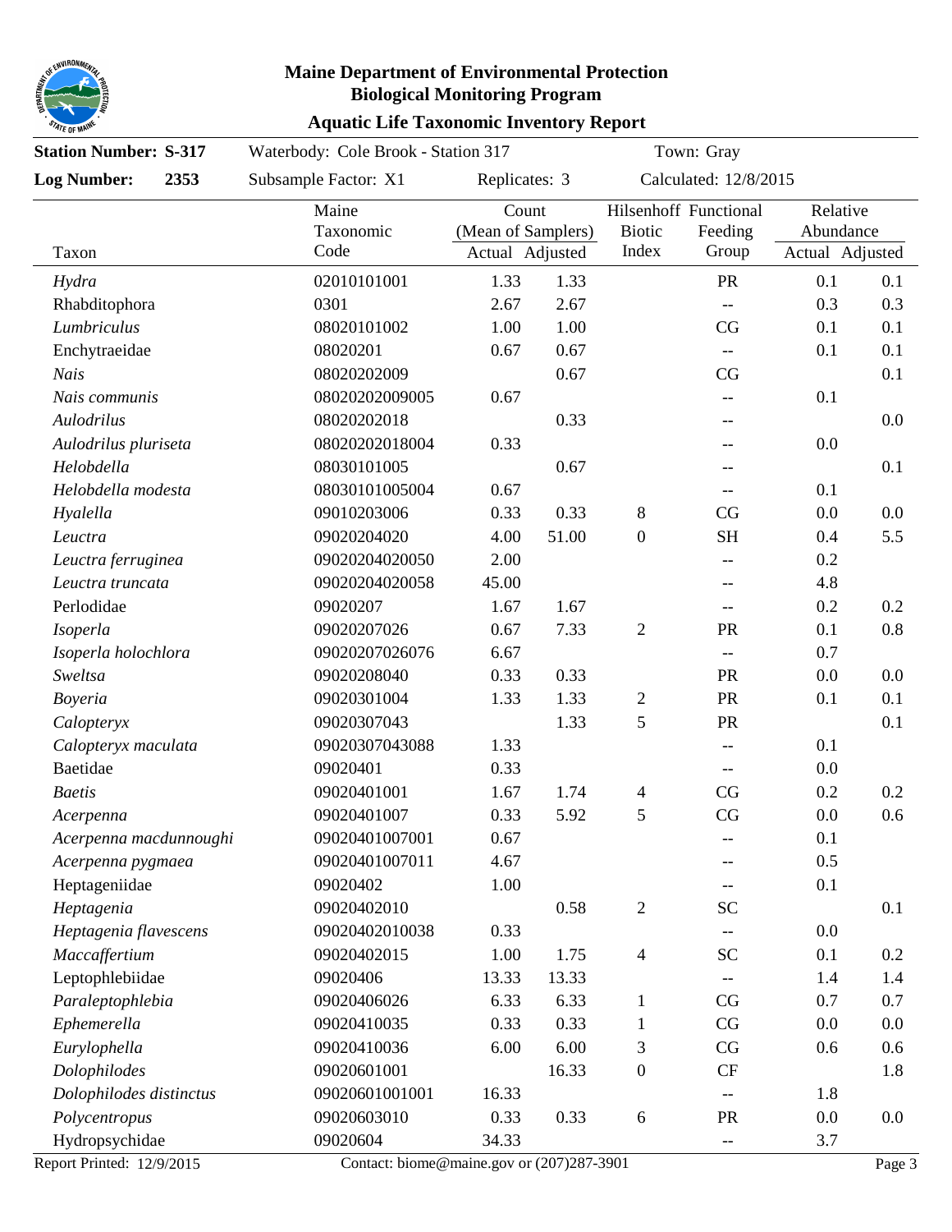# Maine Department of Environmental Protection
## Biological Monitoring Program
### Aquatic Life Taxonomic Inventory Report

**Station Number: S-317** Waterbody: Cole Brook - Station 317 Town: Gray

**Log Number: 2353** Subsample Factor: X1 Replicates: 3 Calculated: 12/8/2015

| Taxon | Maine Taxonomic Code | Count (Mean of Samplers) Actual | Count (Mean of Samplers) Adjusted | Hilsenhoff Biotic Index | Functional Feeding Group | Relative Abundance Actual | Relative Abundance Adjusted |
|---|---|---|---|---|---|---|---|
| *Hydra* | 02010101001 | 1.33 | 1.33 | | PR | 0.1 | 0.1 |
| Rhabditophora | 0301 | 2.67 | 2.67 | | -- | 0.3 | 0.3 |
| *Lumbriculus* | 08020101002 | 1.00 | 1.00 | | CG | 0.1 | 0.1 |
| Enchytraeidae | 08020201 | 0.67 | 0.67 | | -- | 0.1 | 0.1 |
| *Nais* | 08020202009 | | 0.67 | | CG | | 0.1 |
| *Nais communis* | 08020202009005 | 0.67 | | | -- | 0.1 | |
| *Aulodrilus* | 08020202018 | | 0.33 | | -- | | 0.0 |
| *Aulodrilus pluriseta* | 08020202018004 | 0.33 | | | -- | 0.0 | |
| *Helobdella* | 08030101005 | | 0.67 | | -- | | 0.1 |
| *Helobdella modesta* | 08030101005004 | 0.67 | | | -- | 0.1 | |
| *Hyalella* | 09010203006 | 0.33 | 0.33 | 8 | CG | 0.0 | 0.0 |
| *Leuctra* | 09020204020 | 4.00 | 51.00 | 0 | SH | 0.4 | 5.5 |
| *Leuctra ferruginea* | 09020204020050 | 2.00 | | | -- | 0.2 | |
| *Leuctra truncata* | 09020204020058 | 45.00 | | | -- | 4.8 | |
| Perlodidae | 09020207 | 1.67 | 1.67 | | -- | 0.2 | 0.2 |
| *Isoperla* | 09020207026 | 0.67 | 7.33 | 2 | PR | 0.1 | 0.8 |
| *Isoperla holochlora* | 09020207026076 | 6.67 | | | -- | 0.7 | |
| *Sweltsa* | 09020208040 | 0.33 | 0.33 | | PR | 0.0 | 0.0 |
| *Boyeria* | 09020301004 | 1.33 | 1.33 | 2 | PR | 0.1 | 0.1 |
| *Calopteryx* | 09020307043 | | 1.33 | 5 | PR | | 0.1 |
| *Calopteryx maculata* | 09020307043088 | 1.33 | | | -- | 0.1 | |
| Baetidae | 09020401 | 0.33 | | | -- | 0.0 | |
| *Baetis* | 09020401001 | 1.67 | 1.74 | 4 | CG | 0.2 | 0.2 |
| *Acerpenna* | 09020401007 | 0.33 | 5.92 | 5 | CG | 0.0 | 0.6 |
| *Acerpenna macdunnoughi* | 09020401007001 | 0.67 | | | -- | 0.1 | |
| *Acerpenna pygmaea* | 09020401007011 | 4.67 | | | -- | 0.5 | |
| Heptageniidae | 09020402 | 1.00 | | | -- | 0.1 | |
| *Heptagenia* | 09020402010 | | 0.58 | 2 | SC | | 0.1 |
| *Heptagenia flavescens* | 09020402010038 | 0.33 | | | -- | 0.0 | |
| *Maccaffertium* | 09020402015 | 1.00 | 1.75 | 4 | SC | 0.1 | 0.2 |
| Leptophlebiidae | 09020406 | 13.33 | 13.33 | | -- | 1.4 | 1.4 |
| *Paraleptophlebia* | 09020406026 | 6.33 | 6.33 | 1 | CG | 0.7 | 0.7 |
| *Ephemerella* | 09020410035 | 0.33 | 0.33 | 1 | CG | 0.0 | 0.0 |
| *Eurylophella* | 09020410036 | 6.00 | 6.00 | 3 | CG | 0.6 | 0.6 |
| *Dolophilodes* | 09020601001 | | 16.33 | 0 | CF | | 1.8 |
| *Dolophilodes distinctus* | 09020601001001 | 16.33 | | | -- | 1.8 | |
| *Polycentropus* | 09020603010 | 0.33 | 0.33 | 6 | PR | 0.0 | 0.0 |
| Hydropsychidae | 09020604 | 34.33 | | | -- | 3.7 | |

Report Printed: 12/9/2015 Contact: biome@maine.gov or (207)287-3901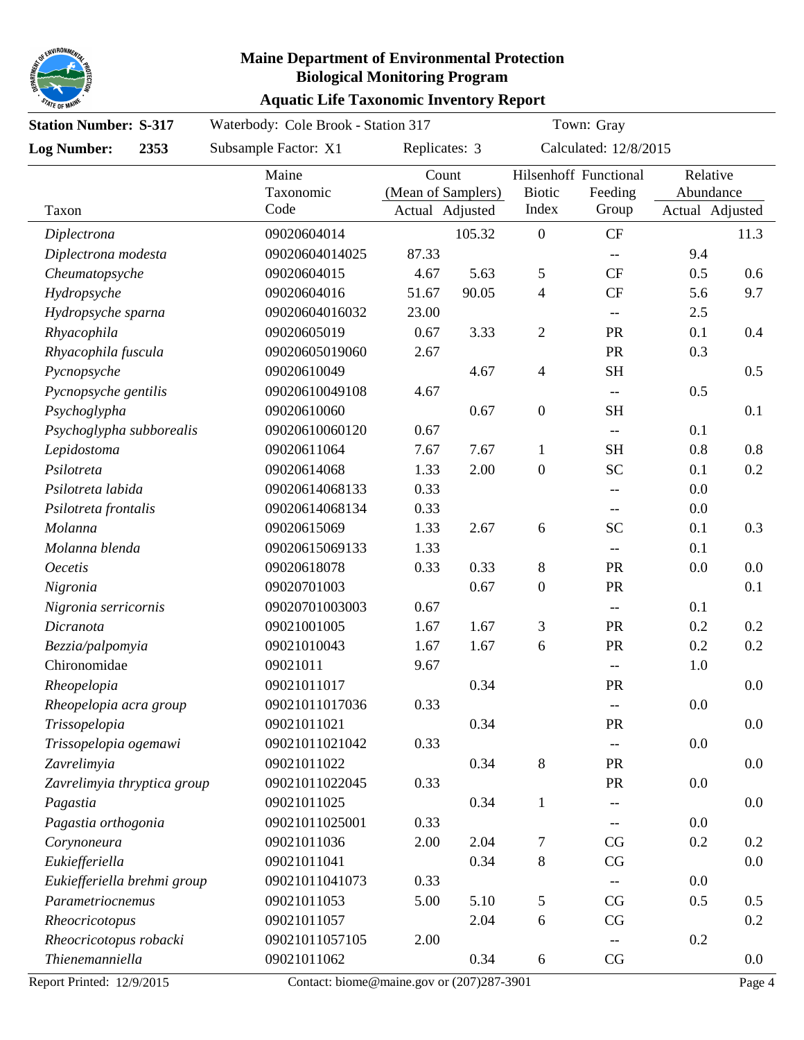# Maine Department of Environmental Protection
## Biological Monitoring Program
### Aquatic Life Taxonomic Inventory Report

**Station Number: S-317** | Waterbody: Cole Brook - Station 317 | Town: Gray

**Log Number: 2353** | Subsample Factor: X1 | Replicates: 3 | Calculated: 12/8/2015

| Taxon | Maine Taxonomic Code | Count (Mean of Samplers) Actual | Adjusted | Hilsenhoff Biotic Index | Functional Feeding Group | Relative Abundance Actual | Adjusted |
|---|---|---|---|---|---|---|---|
| *Diplectrona* | 09020604014 | | 105.32 | 0 | CF | | 11.3 |
| *Diplectrona modesta* | 09020604014025 | 87.33 | | | -- | 9.4 | |
| *Cheumatopsyche* | 09020604015 | 4.67 | 5.63 | 5 | CF | 0.5 | 0.6 |
| *Hydropsyche* | 09020604016 | 51.67 | 90.05 | 4 | CF | 5.6 | 9.7 |
| *Hydropsyche sparna* | 09020604016032 | 23.00 | | | -- | 2.5 | |
| *Rhyacophila* | 09020605019 | 0.67 | 3.33 | 2 | PR | 0.1 | 0.4 |
| *Rhyacophila fuscula* | 09020605019060 | 2.67 | | | PR | 0.3 | |
| *Pycnopsyche* | 09020610049 | | 4.67 | 4 | SH | | 0.5 |
| *Pycnopsyche gentilis* | 09020610049108 | 4.67 | | | -- | 0.5 | |
| *Psychoglypha* | 09020610060 | | 0.67 | 0 | SH | | 0.1 |
| *Psychoglypha subborealis* | 09020610060120 | 0.67 | | | -- | 0.1 | |
| *Lepidostoma* | 09020611064 | 7.67 | 7.67 | 1 | SH | 0.8 | 0.8 |
| *Psilotreta* | 09020614068 | 1.33 | 2.00 | 0 | SC | 0.1 | 0.2 |
| *Psilotreta labida* | 09020614068133 | 0.33 | | | -- | 0.0 | |
| *Psilotreta frontalis* | 09020614068134 | 0.33 | | | -- | 0.0 | |
| *Molanna* | 09020615069 | 1.33 | 2.67 | 6 | SC | 0.1 | 0.3 |
| *Molanna blenda* | 09020615069133 | 1.33 | | | -- | 0.1 | |
| *Oecetis* | 09020618078 | 0.33 | 0.33 | 8 | PR | 0.0 | 0.0 |
| *Nigronia* | 09020701003 | | 0.67 | 0 | PR | | 0.1 |
| *Nigronia serricornis* | 09020701003003 | 0.67 | | | -- | 0.1 | |
| *Dicranota* | 09021001005 | 1.67 | 1.67 | 3 | PR | 0.2 | 0.2 |
| *Bezzia/palpomyia* | 09021010043 | 1.67 | 1.67 | 6 | PR | 0.2 | 0.2 |
| Chironomidae | 09021011 | 9.67 | | | -- | 1.0 | |
| *Rheopelopia* | 09021011017 | | 0.34 | | PR | | 0.0 |
| *Rheopelopia acra group* | 09021011017036 | 0.33 | | | -- | 0.0 | |
| *Trissopelopia* | 09021011021 | | 0.34 | | PR | | 0.0 |
| *Trissopelopia ogemawi* | 09021011021042 | 0.33 | | | -- | 0.0 | |
| *Zavrelimyia* | 09021011022 | | 0.34 | 8 | PR | | 0.0 |
| *Zavrelimyia thryptica group* | 09021011022045 | 0.33 | | | PR | 0.0 | |
| *Pagastia* | 09021011025 | | 0.34 | 1 | -- | | 0.0 |
| *Pagastia orthogonia* | 09021011025001 | 0.33 | | | -- | 0.0 | |
| *Corynoneura* | 09021011036 | 2.00 | 2.04 | 7 | CG | 0.2 | 0.2 |
| *Eukiefferiella* | 09021011041 | | 0.34 | 8 | CG | | 0.0 |
| *Eukiefferiella brehmi group* | 09021011041073 | 0.33 | | | -- | 0.0 | |
| *Parametriocnemus* | 09021011053 | 5.00 | 5.10 | 5 | CG | 0.5 | 0.5 |
| *Rheocricotopus* | 09021011057 | | 2.04 | 6 | CG | | 0.2 |
| *Rheocricotopus robacki* | 09021011057105 | 2.00 | | | -- | 0.2 | |
| *Thienemanniella* | 09021011062 | | 0.34 | 6 | CG | | 0.0 |

Report Printed: 12/9/2015 | Contact: biome@maine.gov or (207)287-3901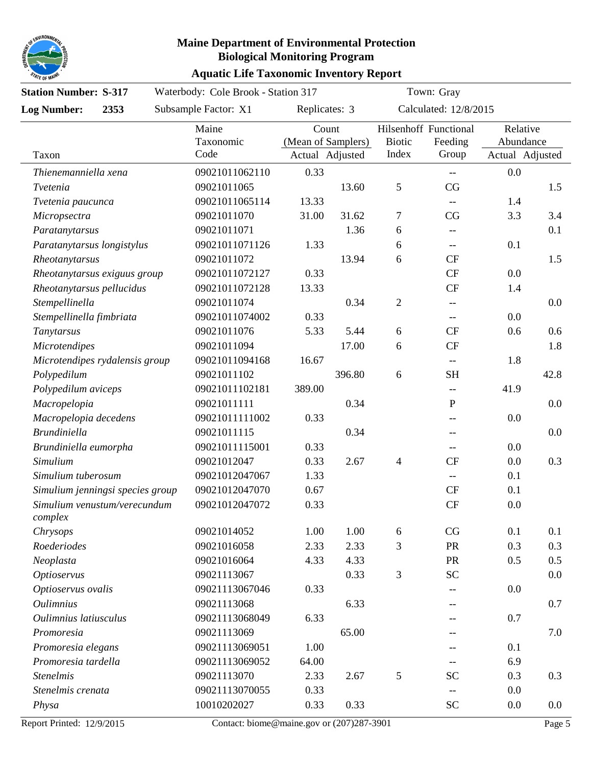**Maine Department of Environmental Protection**
**Biological Monitoring Program**
**Aquatic Life Taxonomic Inventory Report**

**Station Number: S-317** Waterbody: Cole Brook - Station 317 Town: Gray

**Log Number: 2353** Subsample Factor: X1 Replicates: 3 Calculated: 12/8/2015

| Taxon | Maine Taxonomic Code | Count (Mean of Samplers) Actual | Count (Mean of Samplers) Adjusted | Hilsenhoff Biotic Index | Functional Feeding Group | Relative Abundance Actual | Relative Abundance Adjusted |
|---|---|---|---|---|---|---|---|
| *Thienemanniella xena* | 09021011062110 | 0.33 | | | -- | 0.0 | |
| *Tvetenia* | 09021011065 | | 13.60 | 5 | CG | | 1.5 |
| *Tvetenia paucunca* | 09021011065114 | 13.33 | | | -- | 1.4 | |
| *Micropsectra* | 09021011070 | 31.00 | 31.62 | 7 | CG | 3.3 | 3.4 |
| *Paratanytarsus* | 09021011071 | | 1.36 | 6 | -- | | 0.1 |
| *Paratanytarsus longistylus* | 09021011071126 | 1.33 | | 6 | -- | 0.1 | |
| *Rheotanytarsus* | 09021011072 | | 13.94 | 6 | CF | | 1.5 |
| *Rheotanytarsus exiguus group* | 09021011072127 | 0.33 | | | CF | 0.0 | |
| *Rheotanytarsus pellucidus* | 09021011072128 | 13.33 | | | CF | 1.4 | |
| *Stempellinella* | 09021011074 | | 0.34 | 2 | -- | | 0.0 |
| *Stempellinella fimbriata* | 09021011074002 | 0.33 | | | -- | 0.0 | |
| *Tanytarsus* | 09021011076 | 5.33 | 5.44 | 6 | CF | 0.6 | 0.6 |
| *Microtendipes* | 09021011094 | | 17.00 | 6 | CF | | 1.8 |
| *Microtendipes rydalensis group* | 09021011094168 | 16.67 | | | -- | 1.8 | |
| *Polypedilum* | 09021011102 | | 396.80 | 6 | SH | | 42.8 |
| *Polypedilum aviceps* | 09021011102181 | 389.00 | | | -- | 41.9 | |
| *Macropelopia* | 09021011111 | | 0.34 | | P | | 0.0 |
| *Macropelopia decedens* | 09021011111002 | 0.33 | | | -- | 0.0 | |
| *Brundiniella* | 09021011115 | | 0.34 | | -- | | 0.0 |
| *Brundiniella eumorpha* | 09021011115001 | 0.33 | | | -- | 0.0 | |
| *Simulium* | 09021012047 | 0.33 | 2.67 | 4 | CF | 0.0 | 0.3 |
| *Simulium tuberosum* | 09021012047067 | 1.33 | | | -- | 0.1 | |
| *Simulium jenningsi species group* | 09021012047070 | 0.67 | | | CF | 0.1 | |
| *Simulium venustum/verecundum complex* | 09021012047072 | 0.33 | | | CF | 0.0 | |
| *Chrysops* | 09021014052 | 1.00 | 1.00 | 6 | CG | 0.1 | 0.1 |
| *Roederiodes* | 09021016058 | 2.33 | 2.33 | 3 | PR | 0.3 | 0.3 |
| *Neoplasta* | 09021016064 | 4.33 | 4.33 | | PR | 0.5 | 0.5 |
| *Optioservus* | 09021113067 | | 0.33 | 3 | SC | | 0.0 |
| *Optioservus ovalis* | 09021113067046 | 0.33 | | | -- | 0.0 | |
| *Oulimnius* | 09021113068 | | 6.33 | | -- | | 0.7 |
| *Oulimnius latiusculus* | 09021113068049 | 6.33 | | | -- | 0.7 | |
| *Promoresia* | 09021113069 | | 65.00 | | -- | | 7.0 |
| *Promoresia elegans* | 09021113069051 | 1.00 | | | -- | 0.1 | |
| *Promoresia tardella* | 09021113069052 | 64.00 | | | -- | 6.9 | |
| *Stenelmis* | 09021113070 | 2.33 | 2.67 | 5 | SC | 0.3 | 0.3 |
| *Stenelmis crenata* | 09021113070055 | 0.33 | | | -- | 0.0 | |
| *Physa* | 10010202027 | 0.33 | 0.33 | | SC | 0.0 | 0.0 |

Report Printed: 12/9/2015 Contact: biome@maine.gov or (207)287-3901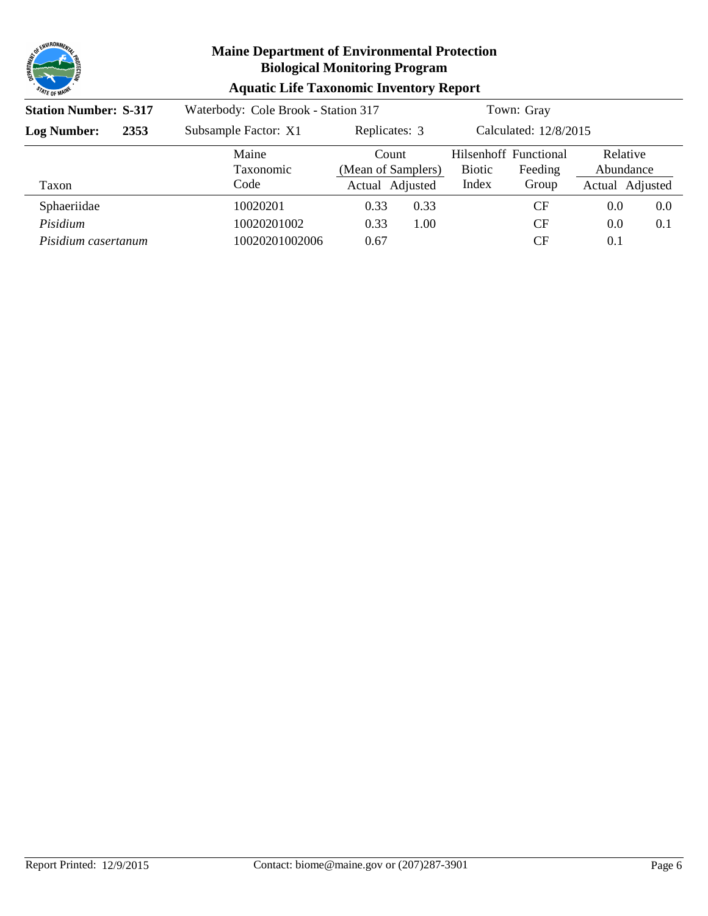## Maine Department of Environmental Protection
## Biological Monitoring Program
## Aquatic Life Taxonomic Inventory Report

**Station Number: S-317** Waterbody: Cole Brook - Station 317 Town: Gray

**Log Number: 2353** Subsample Factor: X1 Replicates: 3 Calculated: 12/8/2015

| Taxon | Maine Taxonomic Code | Count (Mean of Samplers) Actual | Count (Mean of Samplers) Adjusted | Hilsenhoff Biotic Index | Functional Feeding Group | Relative Abundance Actual | Relative Abundance Adjusted |
|---|---|---|---|---|---|---|---|
| Sphaeriidae | 10020201 | 0.33 | 0.33 | | CF | 0.0 | 0.0 |
| *Pisidium* | 10020201002 | 0.33 | 1.00 | | CF | 0.0 | 0.1 |
| *Pisidium casertanum* | 10020201002006 | 0.67 | | | CF | 0.1 | |

Report Printed: 12/9/2015 Contact: biome@maine.gov or (207)287-3901